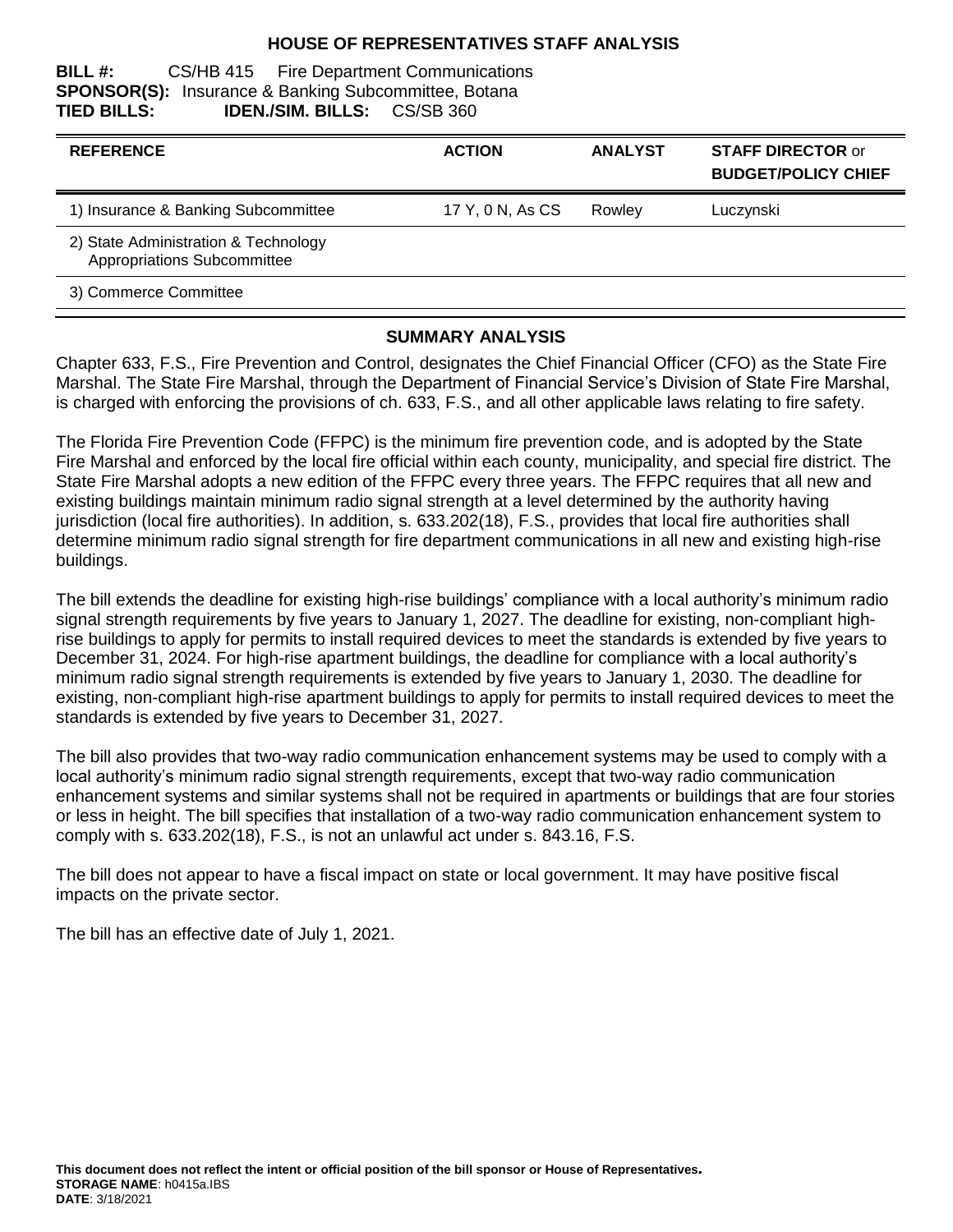# HOUSE OF REPRESENTATIVES STAFF ANALYSIS

**BILL #:** CS/HB 415 Fire Department Communications
**SPONSOR(S):** Insurance & Banking Subcommittee, Botana
**TIED BILLS:** **IDEN./SIM. BILLS:** CS/SB 360

| REFERENCE | ACTION | ANALYST | STAFF DIRECTOR or BUDGET/POLICY CHIEF |
|---|---|---|---|
| 1) Insurance & Banking Subcommittee | 17 Y, 0 N, As CS | Rowley | Luczynski |
| 2) State Administration & Technology Appropriations Subcommittee | | | |
| 3) Commerce Committee | | | |

## SUMMARY ANALYSIS

Chapter 633, F.S., Fire Prevention and Control, designates the Chief Financial Officer (CFO) as the State Fire Marshal. The State Fire Marshal, through the Department of Financial Service's Division of State Fire Marshal, is charged with enforcing the provisions of ch. 633, F.S., and all other applicable laws relating to fire safety.

The Florida Fire Prevention Code (FFPC) is the minimum fire prevention code, and is adopted by the State Fire Marshal and enforced by the local fire official within each county, municipality, and special fire district. The State Fire Marshal adopts a new edition of the FFPC every three years. The FFPC requires that all new and existing buildings maintain minimum radio signal strength at a level determined by the authority having jurisdiction (local fire authorities). In addition, s. 633.202(18), F.S., provides that local fire authorities shall determine minimum radio signal strength for fire department communications in all new and existing high-rise buildings.

The bill extends the deadline for existing high-rise buildings' compliance with a local authority's minimum radio signal strength requirements by five years to January 1, 2027. The deadline for existing, non-compliant high-rise buildings to apply for permits to install required devices to meet the standards is extended by five years to December 31, 2024. For high-rise apartment buildings, the deadline for compliance with a local authority's minimum radio signal strength requirements is extended by five years to January 1, 2030. The deadline for existing, non-compliant high-rise apartment buildings to apply for permits to install required devices to meet the standards is extended by five years to December 31, 2027.

The bill also provides that two-way radio communication enhancement systems may be used to comply with a local authority's minimum radio signal strength requirements, except that two-way radio communication enhancement systems and similar systems shall not be required in apartments or buildings that are four stories or less in height. The bill specifies that installation of a two-way radio communication enhancement system to comply with s. 633.202(18), F.S., is not an unlawful act under s. 843.16, F.S.

The bill does not appear to have a fiscal impact on state or local government. It may have positive fiscal impacts on the private sector.

The bill has an effective date of July 1, 2021.

**This document does not reflect the intent or official position of the bill sponsor or House of Representatives.**
**STORAGE NAME**: h0415a.IBS
**DATE**: 3/18/2021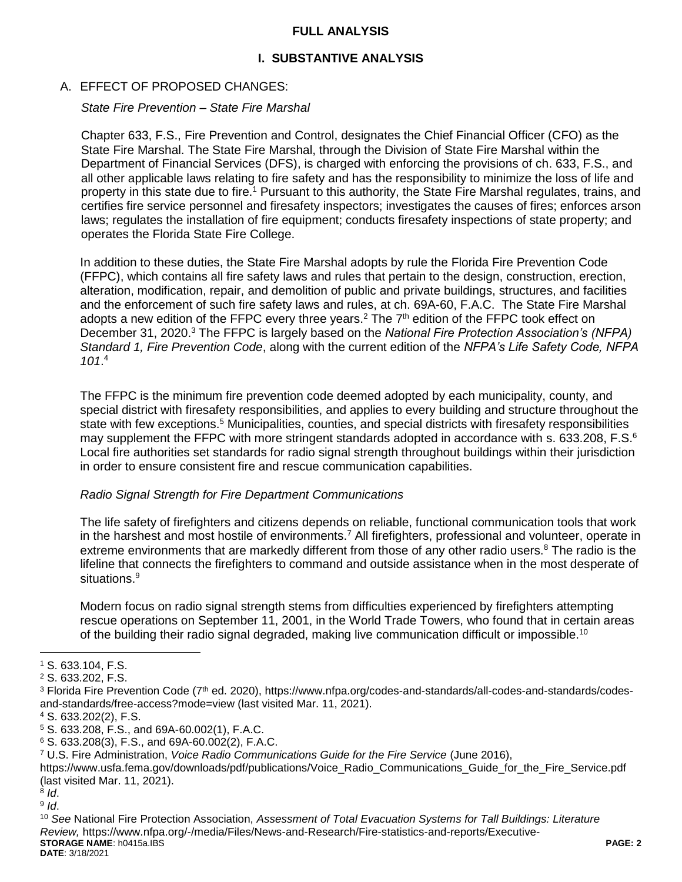**FULL ANALYSIS**

## I. SUBSTANTIVE ANALYSIS

### A. EFFECT OF PROPOSED CHANGES:

*State Fire Prevention – State Fire Marshal*

Chapter 633, F.S., Fire Prevention and Control, designates the Chief Financial Officer (CFO) as the State Fire Marshal. The State Fire Marshal, through the Division of State Fire Marshal within the Department of Financial Services (DFS), is charged with enforcing the provisions of ch. 633, F.S., and all other applicable laws relating to fire safety and has the responsibility to minimize the loss of life and property in this state due to fire.[1] Pursuant to this authority, the State Fire Marshal regulates, trains, and certifies fire service personnel and firesafety inspectors; investigates the causes of fires; enforces arson laws; regulates the installation of fire equipment; conducts firesafety inspections of state property; and operates the Florida State Fire College.

In addition to these duties, the State Fire Marshal adopts by rule the Florida Fire Prevention Code (FFPC), which contains all fire safety laws and rules that pertain to the design, construction, erection, alteration, modification, repair, and demolition of public and private buildings, structures, and facilities and the enforcement of such fire safety laws and rules, at ch. 69A-60, F.A.C. The State Fire Marshal adopts a new edition of the FFPC every three years.[2] The 7th edition of the FFPC took effect on December 31, 2020.[3] The FFPC is largely based on the *National Fire Protection Association's (NFPA) Standard 1, Fire Prevention Code*, along with the current edition of the *NFPA's Life Safety Code, NFPA 101*.[4]

The FFPC is the minimum fire prevention code deemed adopted by each municipality, county, and special district with firesafety responsibilities, and applies to every building and structure throughout the state with few exceptions.[5] Municipalities, counties, and special districts with firesafety responsibilities may supplement the FFPC with more stringent standards adopted in accordance with s. 633.208, F.S.[6] Local fire authorities set standards for radio signal strength throughout buildings within their jurisdiction in order to ensure consistent fire and rescue communication capabilities.

*Radio Signal Strength for Fire Department Communications*

The life safety of firefighters and citizens depends on reliable, functional communication tools that work in the harshest and most hostile of environments.[7] All firefighters, professional and volunteer, operate in extreme environments that are markedly different from those of any other radio users.[8] The radio is the lifeline that connects the firefighters to command and outside assistance when in the most desperate of situations.[9]

Modern focus on radio signal strength stems from difficulties experienced by firefighters attempting rescue operations on September 11, 2001, in the World Trade Towers, who found that in certain areas of the building their radio signal degraded, making live communication difficult or impossible.[10]

---

[1] S. 633.104, F.S.

[2] S. 633.202, F.S.

[3] Florida Fire Prevention Code (7th ed. 2020), https://www.nfpa.org/codes-and-standards/all-codes-and-standards/codes-and-standards/free-access?mode=view (last visited Mar. 11, 2021).

[4] S. 633.202(2), F.S.

[5] S. 633.208, F.S., and 69A-60.002(1), F.A.C.

[6] S. 633.208(3), F.S., and 69A-60.002(2), F.A.C.

[7] U.S. Fire Administration, *Voice Radio Communications Guide for the Fire Service* (June 2016), https://www.usfa.fema.gov/downloads/pdf/publications/Voice_Radio_Communications_Guide_for_the_Fire_Service.pdf (last visited Mar. 11, 2021).

[8] *Id*.

[9] *Id*.

[10] *See* National Fire Protection Association, *Assessment of Total Evacuation Systems for Tall Buildings: Literature Review,* https://www.nfpa.org/-/media/Files/News-and-Research/Fire-statistics-and-reports/Executive-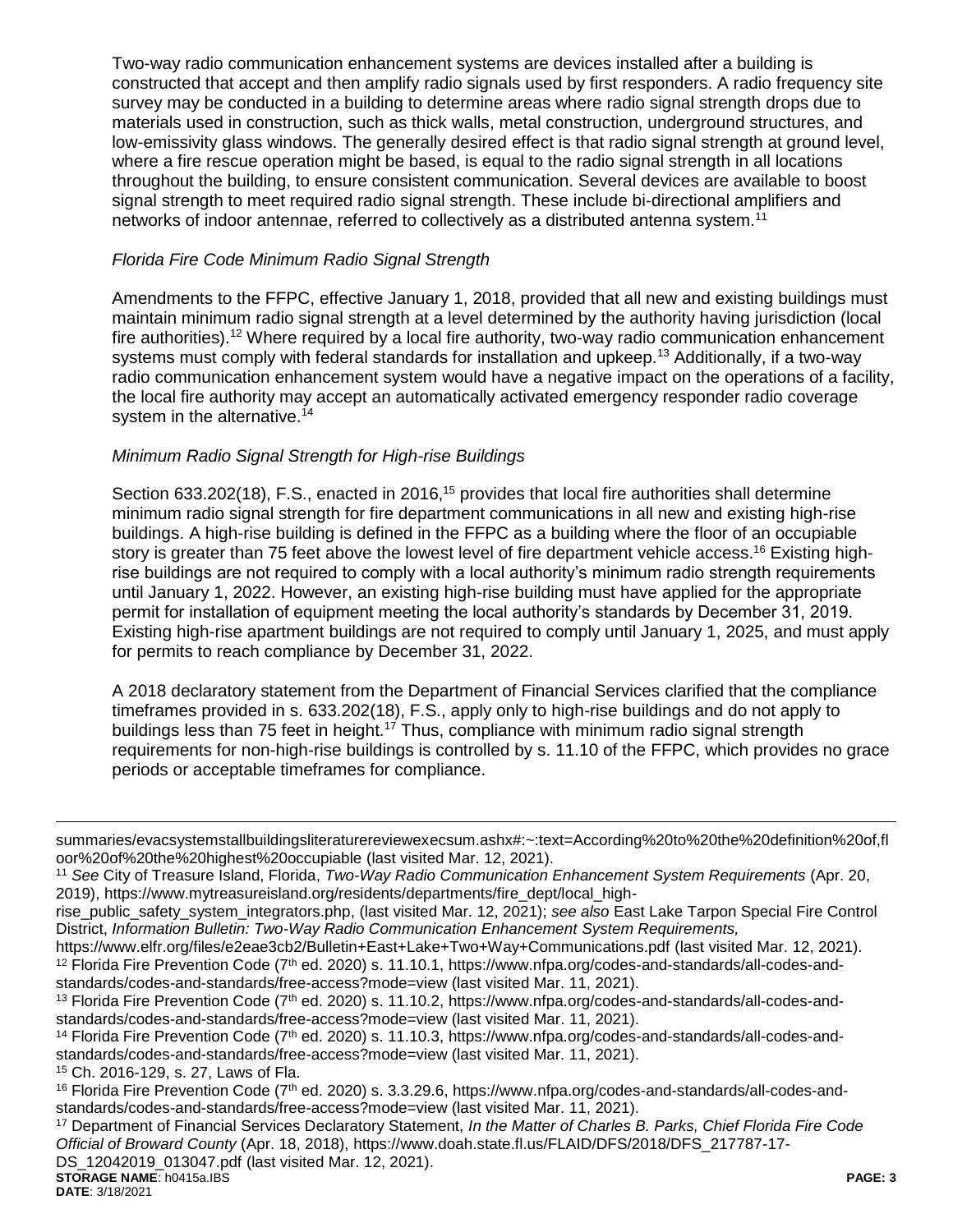Two-way radio communication enhancement systems are devices installed after a building is constructed that accept and then amplify radio signals used by first responders. A radio frequency site survey may be conducted in a building to determine areas where radio signal strength drops due to materials used in construction, such as thick walls, metal construction, underground structures, and low-emissivity glass windows. The generally desired effect is that radio signal strength at ground level, where a fire rescue operation might be based, is equal to the radio signal strength in all locations throughout the building, to ensure consistent communication. Several devices are available to boost signal strength to meet required radio signal strength. These include bi-directional amplifiers and networks of indoor antennae, referred to collectively as a distributed antenna system.[11]

*Florida Fire Code Minimum Radio Signal Strength*

Amendments to the FFPC, effective January 1, 2018, provided that all new and existing buildings must maintain minimum radio signal strength at a level determined by the authority having jurisdiction (local fire authorities).[12] Where required by a local fire authority, two-way radio communication enhancement systems must comply with federal standards for installation and upkeep.[13] Additionally, if a two-way radio communication enhancement system would have a negative impact on the operations of a facility, the local fire authority may accept an automatically activated emergency responder radio coverage system in the alternative.[14]

*Minimum Radio Signal Strength for High-rise Buildings*

Section 633.202(18), F.S., enacted in 2016,[15] provides that local fire authorities shall determine minimum radio signal strength for fire department communications in all new and existing high-rise buildings. A high-rise building is defined in the FFPC as a building where the floor of an occupiable story is greater than 75 feet above the lowest level of fire department vehicle access.[16] Existing high-rise buildings are not required to comply with a local authority's minimum radio strength requirements until January 1, 2022. However, an existing high-rise building must have applied for the appropriate permit for installation of equipment meeting the local authority's standards by December 31, 2019. Existing high-rise apartment buildings are not required to comply until January 1, 2025, and must apply for permits to reach compliance by December 31, 2022.

A 2018 declaratory statement from the Department of Financial Services clarified that the compliance timeframes provided in s. 633.202(18), F.S., apply only to high-rise buildings and do not apply to buildings less than 75 feet in height.[17] Thus, compliance with minimum radio signal strength requirements for non-high-rise buildings is controlled by s. 11.10 of the FFPC, which provides no grace periods or acceptable timeframes for compliance.

---

summaries/evacsystemstallbuildingsliteraturereviewexecsum.ashx#:~:text=According%20to%20the%20definition%20of,floor%20of%20the%20highest%20occupiable (last visited Mar. 12, 2021).

[11] *See* City of Treasure Island, Florida, *Two-Way Radio Communication Enhancement System Requirements* (Apr. 20, 2019), https://www.mytreasureisland.org/residents/departments/fire_dept/local_high-rise_public_safety_system_integrators.php, (last visited Mar. 12, 2021); *see also* East Lake Tarpon Special Fire Control District, *Information Bulletin: Two-Way Radio Communication Enhancement System Requirements,* https://www.elfr.org/files/e2eae3cb2/Bulletin+East+Lake+Two+Way+Communications.pdf (last visited Mar. 12, 2021).

[12] Florida Fire Prevention Code (7th ed. 2020) s. 11.10.1, https://www.nfpa.org/codes-and-standards/all-codes-and-standards/codes-and-standards/free-access?mode=view (last visited Mar. 11, 2021).

[13] Florida Fire Prevention Code (7th ed. 2020) s. 11.10.2, https://www.nfpa.org/codes-and-standards/all-codes-and-standards/codes-and-standards/free-access?mode=view (last visited Mar. 11, 2021).

[14] Florida Fire Prevention Code (7th ed. 2020) s. 11.10.3, https://www.nfpa.org/codes-and-standards/all-codes-and-standards/codes-and-standards/free-access?mode=view (last visited Mar. 11, 2021).

[15] Ch. 2016-129, s. 27, Laws of Fla.

[16] Florida Fire Prevention Code (7th ed. 2020) s. 3.3.29.6, https://www.nfpa.org/codes-and-standards/all-codes-and-standards/codes-and-standards/free-access?mode=view (last visited Mar. 11, 2021).

[17] Department of Financial Services Declaratory Statement, *In the Matter of Charles B. Parks, Chief Florida Fire Code Official of Broward County* (Apr. 18, 2018), https://www.doah.state.fl.us/FLAID/DFS/2018/DFS_217787-17-DS_12042019_013047.pdf (last visited Mar. 12, 2021).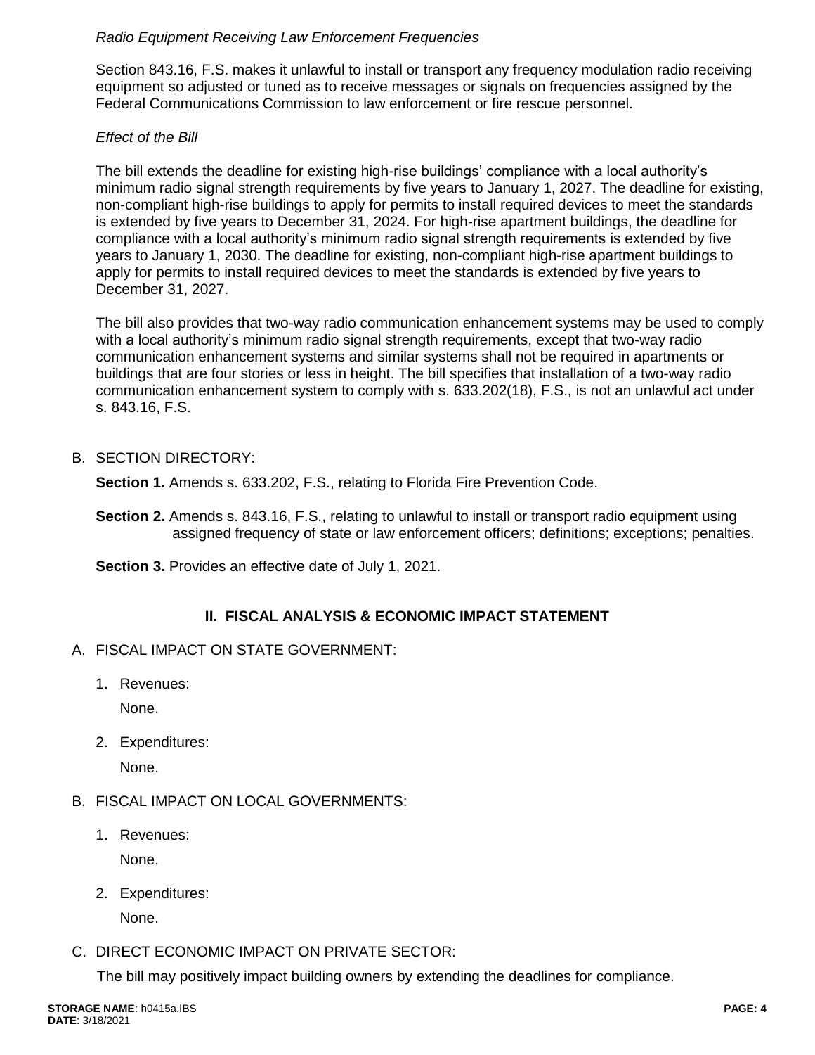*Radio Equipment Receiving Law Enforcement Frequencies*

Section 843.16, F.S. makes it unlawful to install or transport any frequency modulation radio receiving equipment so adjusted or tuned as to receive messages or signals on frequencies assigned by the Federal Communications Commission to law enforcement or fire rescue personnel.

*Effect of the Bill*

The bill extends the deadline for existing high-rise buildings' compliance with a local authority's minimum radio signal strength requirements by five years to January 1, 2027. The deadline for existing, non-compliant high-rise buildings to apply for permits to install required devices to meet the standards is extended by five years to December 31, 2024. For high-rise apartment buildings, the deadline for compliance with a local authority's minimum radio signal strength requirements is extended by five years to January 1, 2030. The deadline for existing, non-compliant high-rise apartment buildings to apply for permits to install required devices to meet the standards is extended by five years to December 31, 2027.

The bill also provides that two-way radio communication enhancement systems may be used to comply with a local authority's minimum radio signal strength requirements, except that two-way radio communication enhancement systems and similar systems shall not be required in apartments or buildings that are four stories or less in height. The bill specifies that installation of a two-way radio communication enhancement system to comply with s. 633.202(18), F.S., is not an unlawful act under s. 843.16, F.S.

B. SECTION DIRECTORY:

**Section 1.** Amends s. 633.202, F.S., relating to Florida Fire Prevention Code.

**Section 2.** Amends s. 843.16, F.S., relating to unlawful to install or transport radio equipment using assigned frequency of state or law enforcement officers; definitions; exceptions; penalties.

**Section 3.** Provides an effective date of July 1, 2021.

## II. FISCAL ANALYSIS & ECONOMIC IMPACT STATEMENT

A. FISCAL IMPACT ON STATE GOVERNMENT:

1. Revenues:

   None.

2. Expenditures:

   None.

B. FISCAL IMPACT ON LOCAL GOVERNMENTS:

1. Revenues:

   None.

2. Expenditures:

   None.

C. DIRECT ECONOMIC IMPACT ON PRIVATE SECTOR:

The bill may positively impact building owners by extending the deadlines for compliance.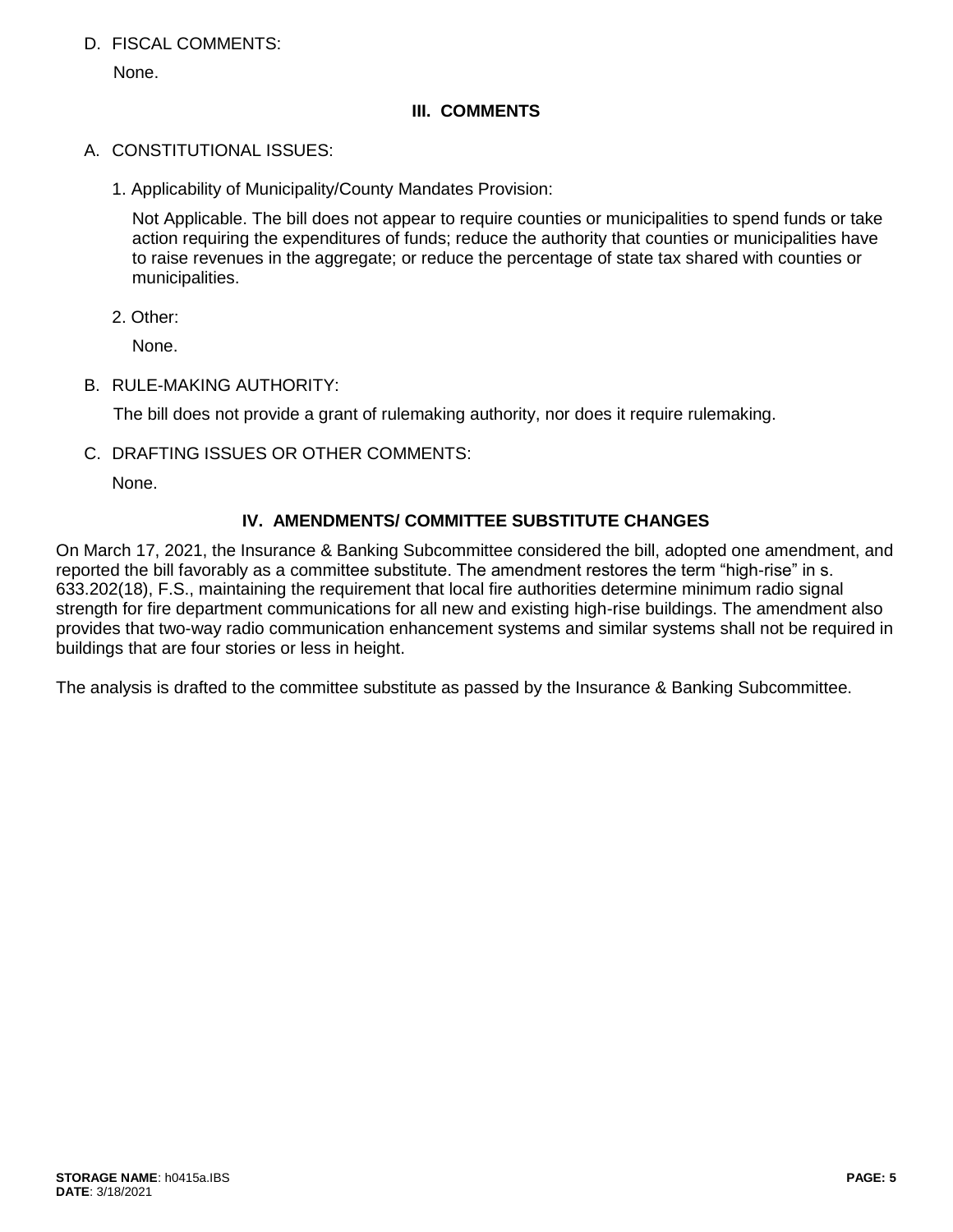D. FISCAL COMMENTS:

None.

## III. COMMENTS

A. CONSTITUTIONAL ISSUES:

1. Applicability of Municipality/County Mandates Provision:

Not Applicable. The bill does not appear to require counties or municipalities to spend funds or take action requiring the expenditures of funds; reduce the authority that counties or municipalities have to raise revenues in the aggregate; or reduce the percentage of state tax shared with counties or municipalities.

2. Other:

None.

B. RULE-MAKING AUTHORITY:

The bill does not provide a grant of rulemaking authority, nor does it require rulemaking.

C. DRAFTING ISSUES OR OTHER COMMENTS:

None.

## IV. AMENDMENTS/ COMMITTEE SUBSTITUTE CHANGES

On March 17, 2021, the Insurance & Banking Subcommittee considered the bill, adopted one amendment, and reported the bill favorably as a committee substitute. The amendment restores the term "high-rise" in s. 633.202(18), F.S., maintaining the requirement that local fire authorities determine minimum radio signal strength for fire department communications for all new and existing high-rise buildings. The amendment also provides that two-way radio communication enhancement systems and similar systems shall not be required in buildings that are four stories or less in height.

The analysis is drafted to the committee substitute as passed by the Insurance & Banking Subcommittee.